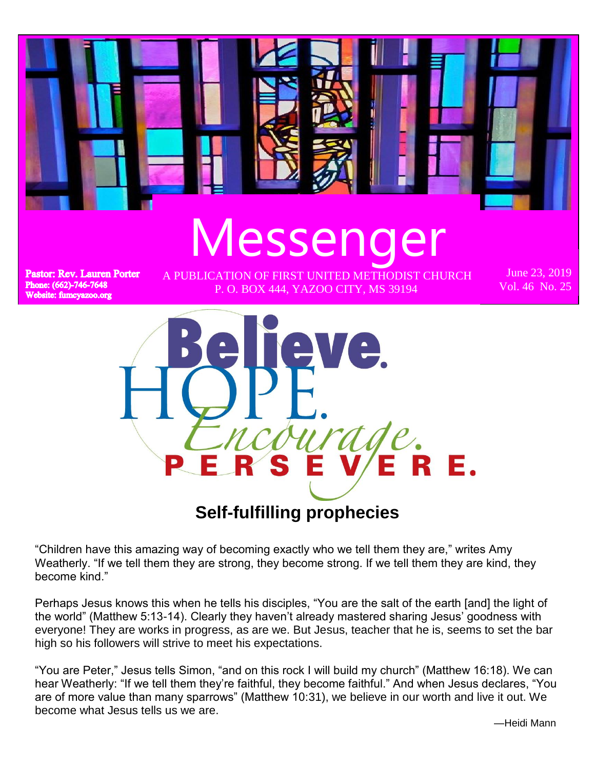# Messenger

**Pastor: Rev. Lauren Porter**
**Phone: (662)-746-7648**
**Website: fumcyazoo.org**

A PUBLICATION OF FIRST UNITED METHODIST CHURCH
P. O. BOX 444, YAZOO CITY, MS 39194

June 23, 2019
Vol. 46 No. 25

Believe. HOPE. *Encourage.* PERSEVERE.

## Self-fulfilling prophecies

"Children have this amazing way of becoming exactly who we tell them they are," writes Amy Weatherly. "If we tell them they are strong, they become strong. If we tell them they are kind, they become kind."

Perhaps Jesus knows this when he tells his disciples, "You are the salt of the earth [and] the light of the world" (Matthew 5:13-14). Clearly they haven't already mastered sharing Jesus' goodness with everyone! They are works in progress, as are we. But Jesus, teacher that he is, seems to set the bar high so his followers will strive to meet his expectations.

"You are Peter," Jesus tells Simon, "and on this rock I will build my church" (Matthew 16:18). We can hear Weatherly: "If we tell them they're faithful, they become faithful." And when Jesus declares, "You are of more value than many sparrows" (Matthew 10:31), we believe in our worth and live it out. We become what Jesus tells us we are.

—Heidi Mann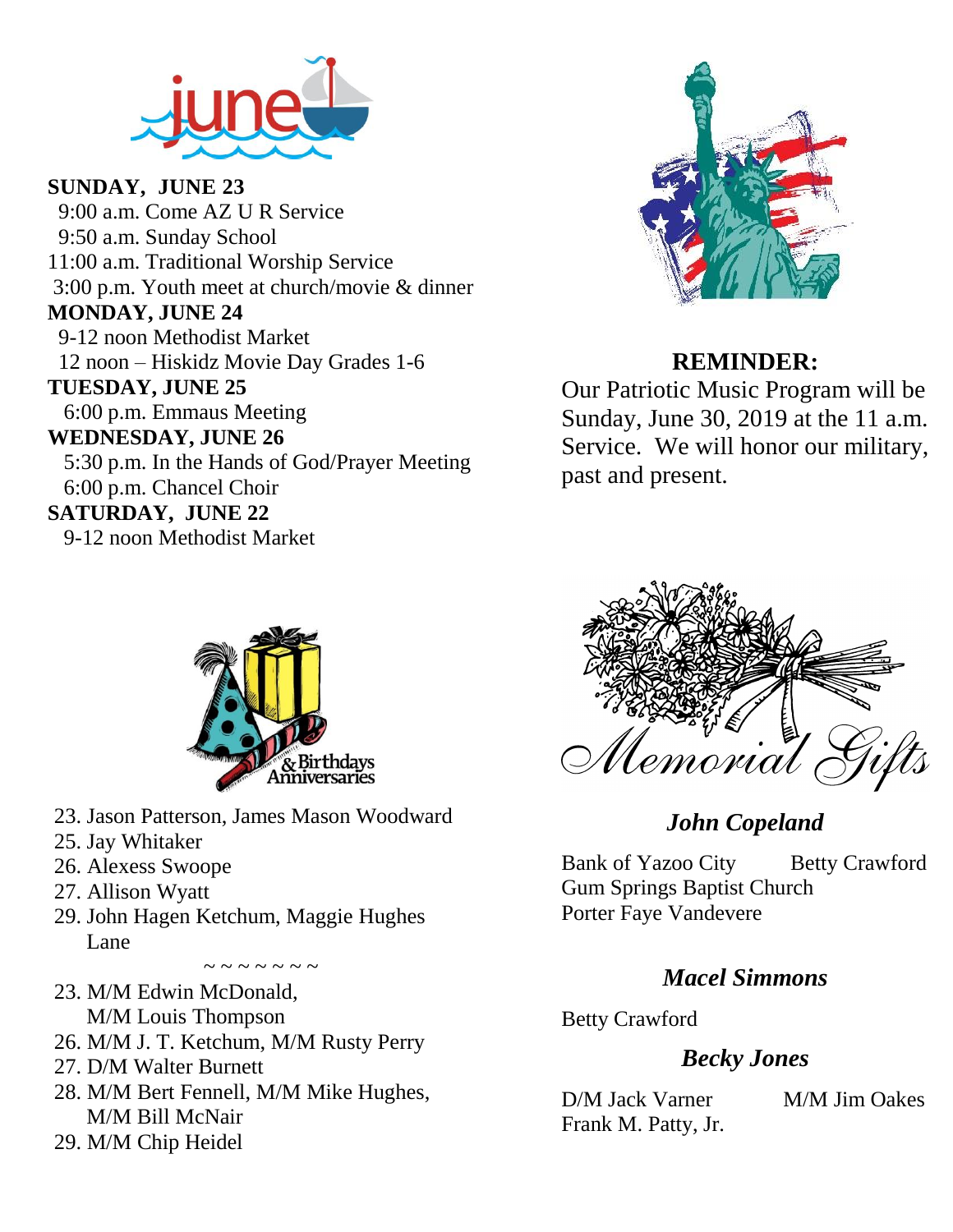## june

**SUNDAY, JUNE 23**
9:00 a.m. Come AZ U R Service
9:50 a.m. Sunday School
11:00 a.m. Traditional Worship Service
3:00 p.m. Youth meet at church/movie & dinner

**MONDAY, JUNE 24**
9-12 noon Methodist Market
12 noon – Hiskidz Movie Day Grades 1-6

**TUESDAY, JUNE 25**
6:00 p.m. Emmaus Meeting

**WEDNESDAY, JUNE 26**
5:30 p.m. In the Hands of God/Prayer Meeting
6:00 p.m. Chancel Choir

**SATURDAY, JUNE 22**
9-12 noon Methodist Market

**REMINDER:**
Our Patriotic Music Program will be Sunday, June 30, 2019 at the 11 a.m. Service. We will honor our military, past and present.

## & Birthdays Anniversaries

23. Jason Patterson, James Mason Woodward
25. Jay Whitaker
26. Alexess Swoope
27. Allison Wyatt
29. John Hagen Ketchum, Maggie Hughes Lane

~ ~ ~ ~ ~ ~ ~

23. M/M Edwin McDonald, M/M Louis Thompson
26. M/M J. T. Ketchum, M/M Rusty Perry
27. D/M Walter Burnett
28. M/M Bert Fennell, M/M Mike Hughes, M/M Bill McNair
29. M/M Chip Heidel

## Memorial Gifts

### *John Copeland*

Bank of Yazoo City
Betty Crawford
Gum Springs Baptist Church
Porter Faye Vandevere

### *Macel Simmons*

Betty Crawford

### *Becky Jones*

D/M Jack Varner
M/M Jim Oakes
Frank M. Patty, Jr.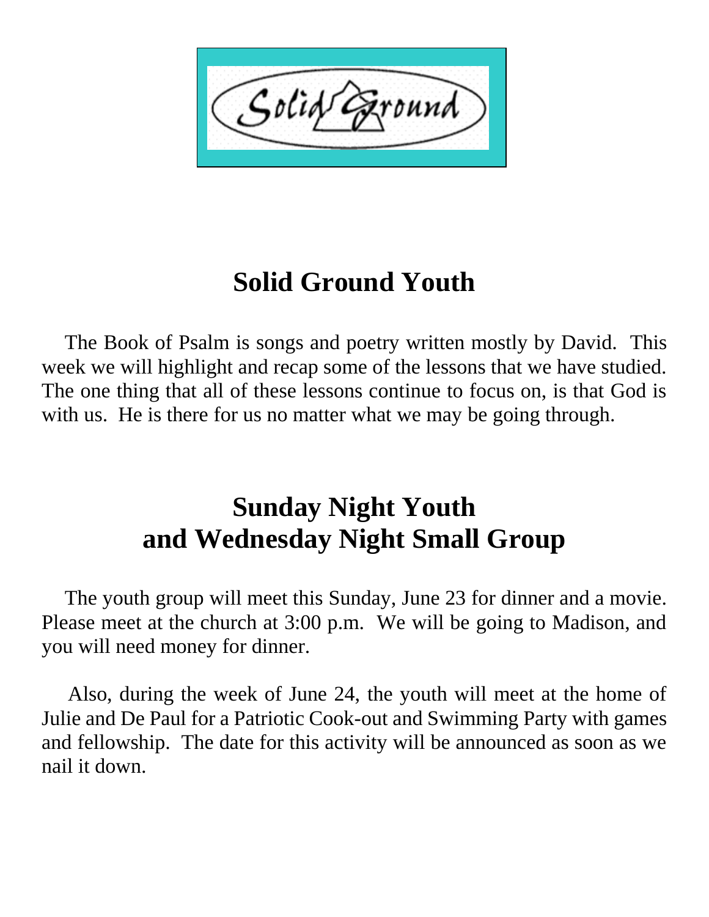# Solid Ground Youth

The Book of Psalm is songs and poetry written mostly by David. This week we will highlight and recap some of the lessons that we have studied. The one thing that all of these lessons continue to focus on, is that God is with us. He is there for us no matter what we may be going through.

# Sunday Night Youth and Wednesday Night Small Group

The youth group will meet this Sunday, June 23 for dinner and a movie. Please meet at the church at 3:00 p.m. We will be going to Madison, and you will need money for dinner.

Also, during the week of June 24, the youth will meet at the home of Julie and De Paul for a Patriotic Cook-out and Swimming Party with games and fellowship. The date for this activity will be announced as soon as we nail it down.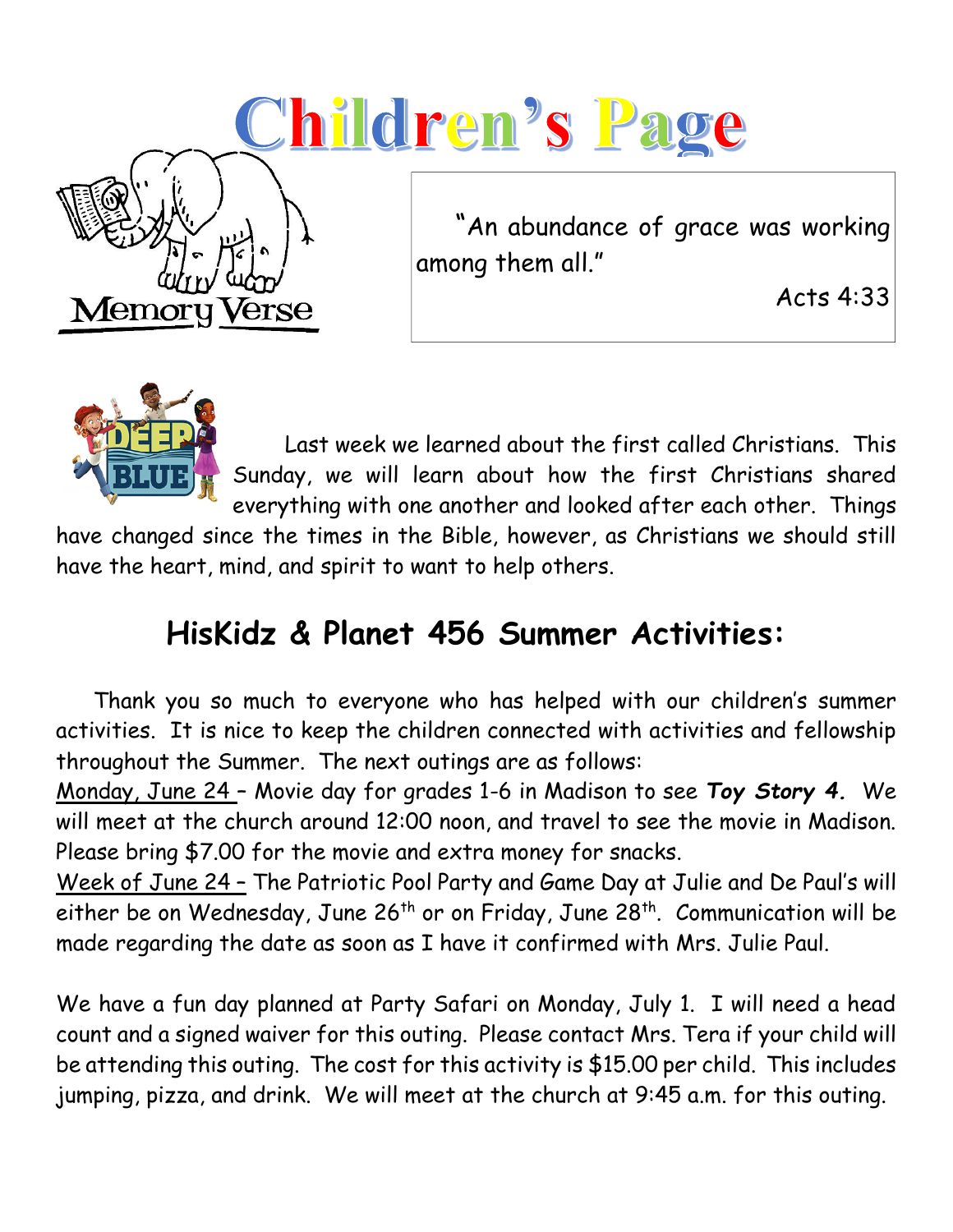# Children's Page

Memory Verse

"An abundance of grace was working among them all."

Acts 4:33

Last week we learned about the first called Christians. This Sunday, we will learn about how the first Christians shared everything with one another and looked after each other. Things have changed since the times in the Bible, however, as Christians we should still have the heart, mind, and spirit to want to help others.

## HisKidz & Planet 456 Summer Activities:

Thank you so much to everyone who has helped with our children's summer activities. It is nice to keep the children connected with activities and fellowship throughout the Summer. The next outings are as follows:

Monday, June 24 – Movie day for grades 1-6 in Madison to see ***Toy Story 4.*** We will meet at the church around 12:00 noon, and travel to see the movie in Madison. Please bring $7.00 for the movie and extra money for snacks.

Week of June 24 – The Patriotic Pool Party and Game Day at Julie and De Paul's will either be on Wednesday, June 26th or on Friday, June 28th. Communication will be made regarding the date as soon as I have it confirmed with Mrs. Julie Paul.

We have a fun day planned at Party Safari on Monday, July 1. I will need a head count and a signed waiver for this outing. Please contact Mrs. Tera if your child will be attending this outing. The cost for this activity is $15.00 per child. This includes jumping, pizza, and drink. We will meet at the church at 9:45 a.m. for this outing.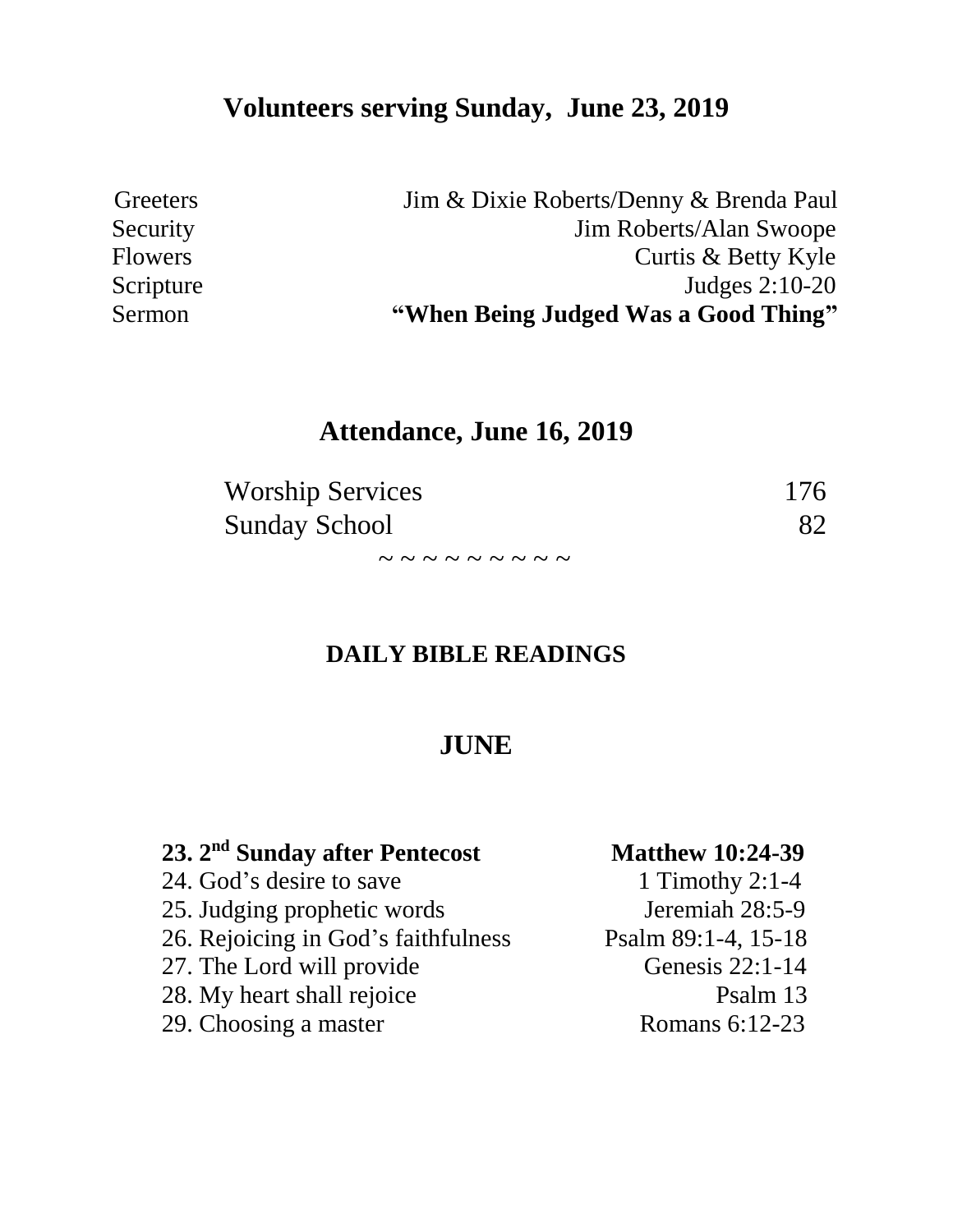## Volunteers serving Sunday, June 23, 2019

| | |
|---|---|
| Greeters | Jim & Dixie Roberts/Denny & Brenda Paul |
| Security | Jim Roberts/Alan Swoope |
| Flowers | Curtis & Betty Kyle |
| Scripture | Judges 2:10-20 |
| Sermon | **"When Being Judged Was a Good Thing"** |

## Attendance, June 16, 2019

| | |
|---|---|
| Worship Services | 176 |
| Sunday School | 82 |

~ ~ ~ ~ ~ ~ ~ ~ ~ ~

### DAILY BIBLE READINGS

### JUNE

| | |
|---|---|
| **23. 2nd Sunday after Pentecost** | **Matthew 10:24-39** |
| 24. God's desire to save | 1 Timothy 2:1-4 |
| 25. Judging prophetic words | Jeremiah 28:5-9 |
| 26. Rejoicing in God's faithfulness | Psalm 89:1-4, 15-18 |
| 27. The Lord will provide | Genesis 22:1-14 |
| 28. My heart shall rejoice | Psalm 13 |
| 29. Choosing a master | Romans 6:12-23 |